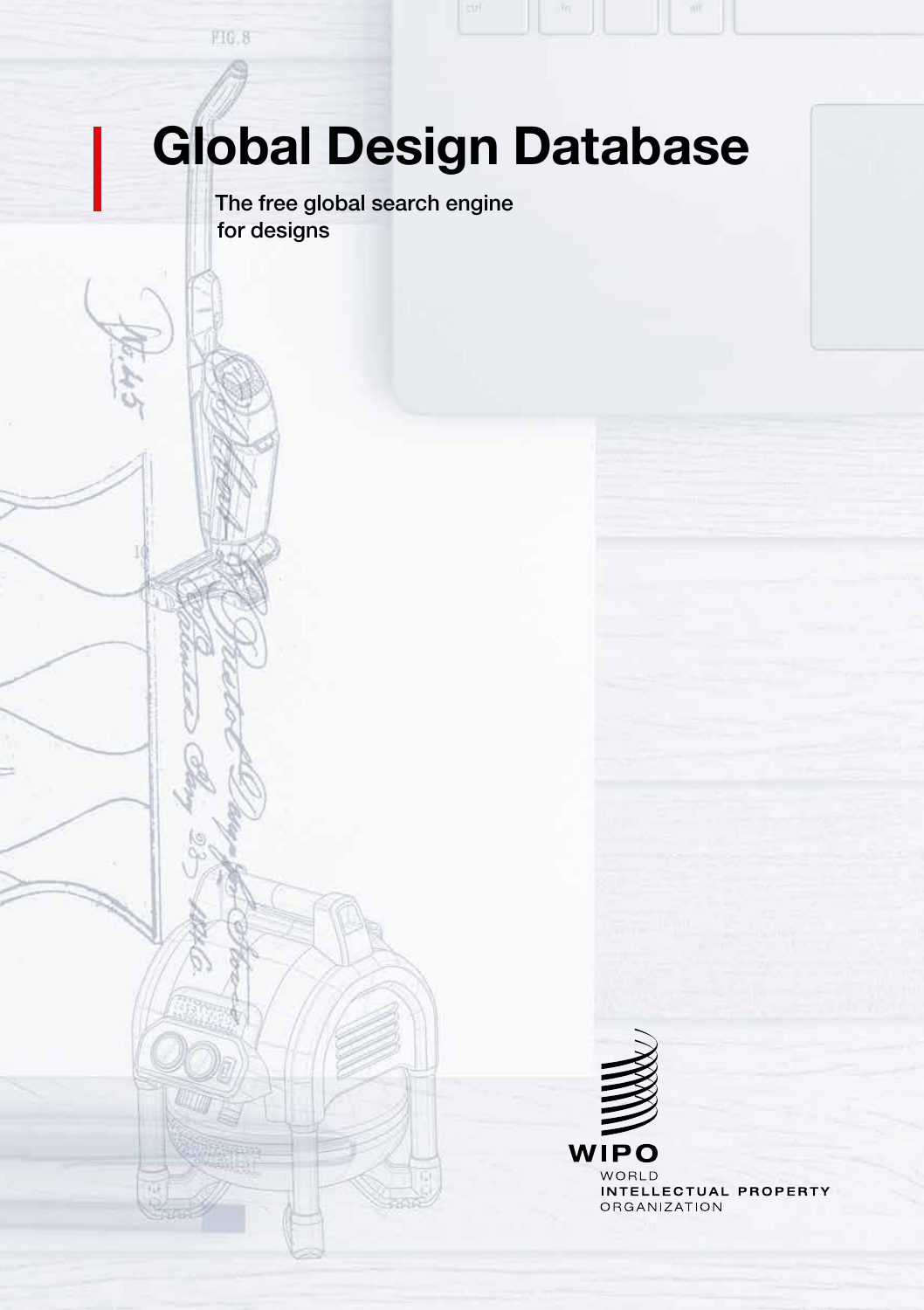# Global Design Database

The free global search engine for designs

WIPO
WORLD
INTELLECTUAL PROPERTY
ORGANIZATION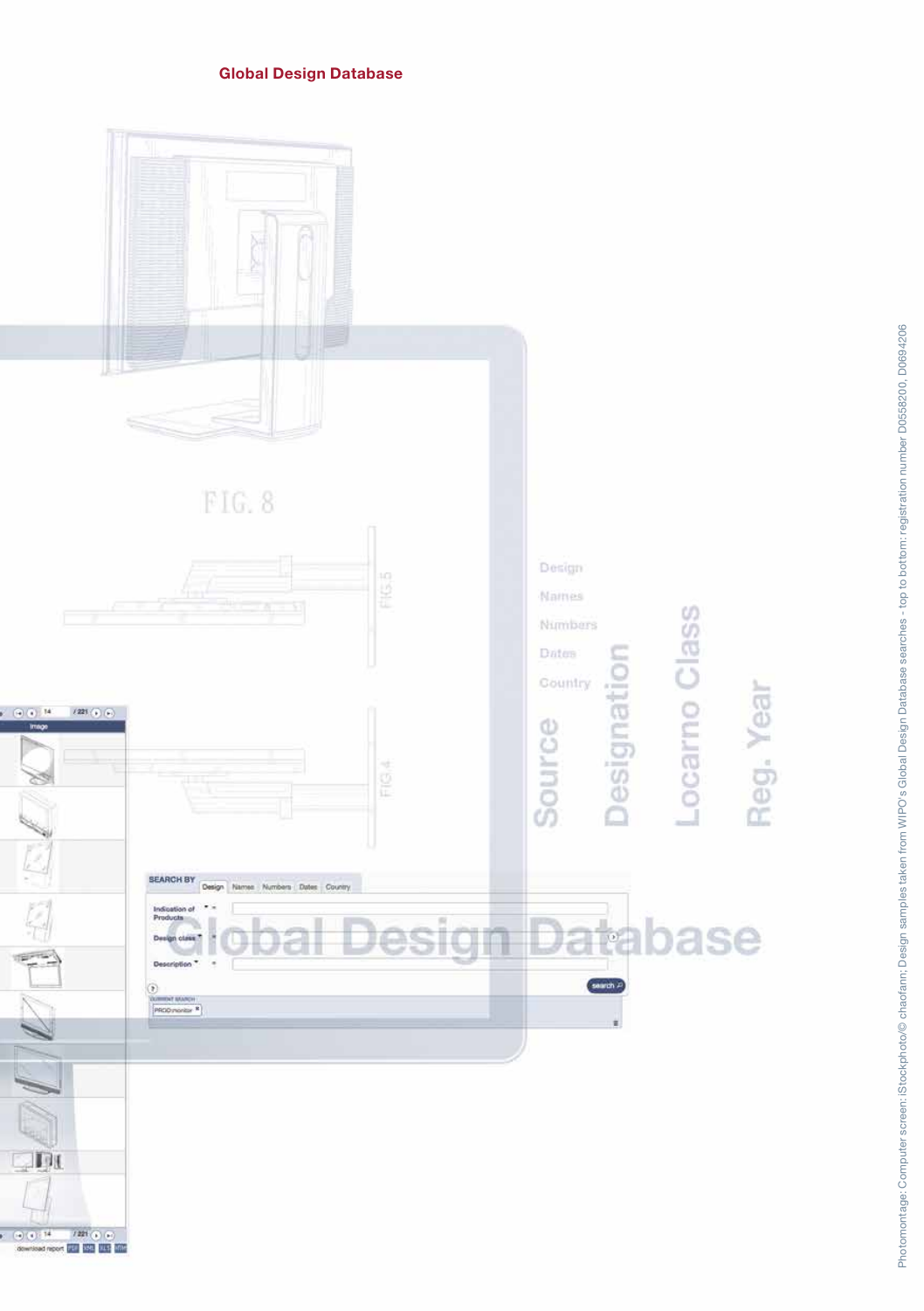## Global Design Database

Photomontage: Computer screen: iStockphoto/© chaofann; Design samples taken from WIPO's Global Design Database searches - top to bottom: registration number D0558200, D0694206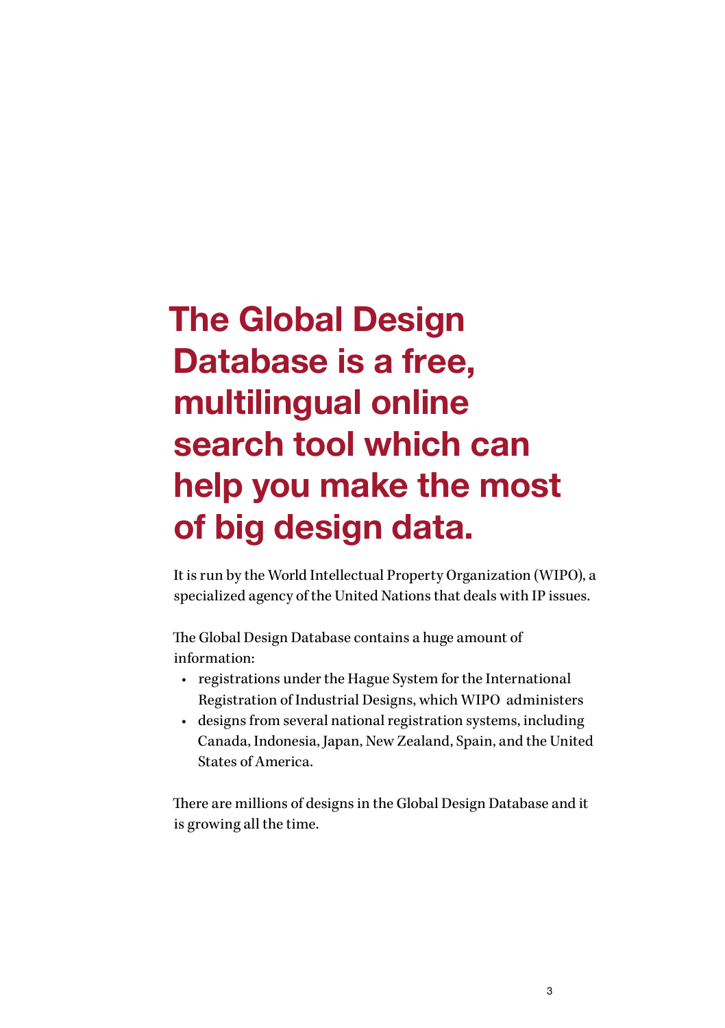# The Global Design Database is a free, multilingual online search tool which can help you make the most of big design data.

It is run by the World Intellectual Property Organization (WIPO), a specialized agency of the United Nations that deals with IP issues.

The Global Design Database contains a huge amount of information:

- registrations under the Hague System for the International Registration of Industrial Designs, which WIPO administers
- designs from several national registration systems, including Canada, Indonesia, Japan, New Zealand, Spain, and the United States of America.

There are millions of designs in the Global Design Database and it is growing all the time.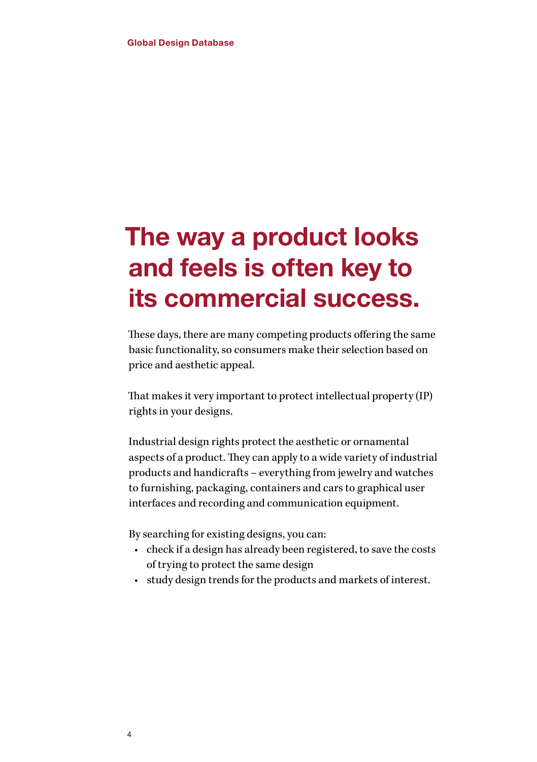# The way a product looks and feels is often key to its commercial success.

These days, there are many competing products offering the same basic functionality, so consumers make their selection based on price and aesthetic appeal.

That makes it very important to protect intellectual property (IP) rights in your designs.

Industrial design rights protect the aesthetic or ornamental aspects of a product. They can apply to a wide variety of industrial products and handicrafts – everything from jewelry and watches to furnishing, packaging, containers and cars to graphical user interfaces and recording and communication equipment.

By searching for existing designs, you can:

- check if a design has already been registered, to save the costs of trying to protect the same design
- study design trends for the products and markets of interest.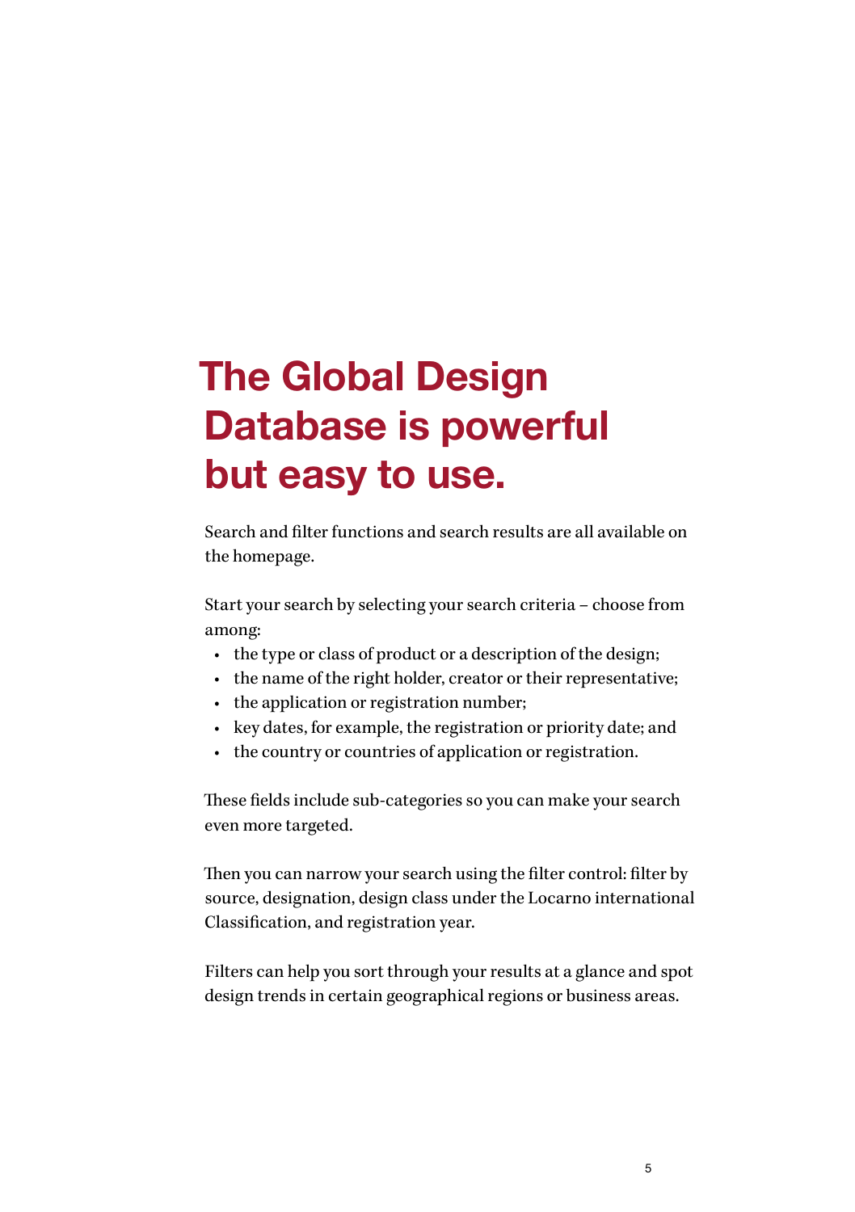# The Global Design Database is powerful but easy to use.

Search and filter functions and search results are all available on the homepage.

Start your search by selecting your search criteria – choose from among:

- the type or class of product or a description of the design;
- the name of the right holder, creator or their representative;
- the application or registration number;
- key dates, for example, the registration or priority date; and
- the country or countries of application or registration.

These fields include sub-categories so you can make your search even more targeted.

Then you can narrow your search using the filter control: filter by source, designation, design class under the Locarno international Classification, and registration year.

Filters can help you sort through your results at a glance and spot design trends in certain geographical regions or business areas.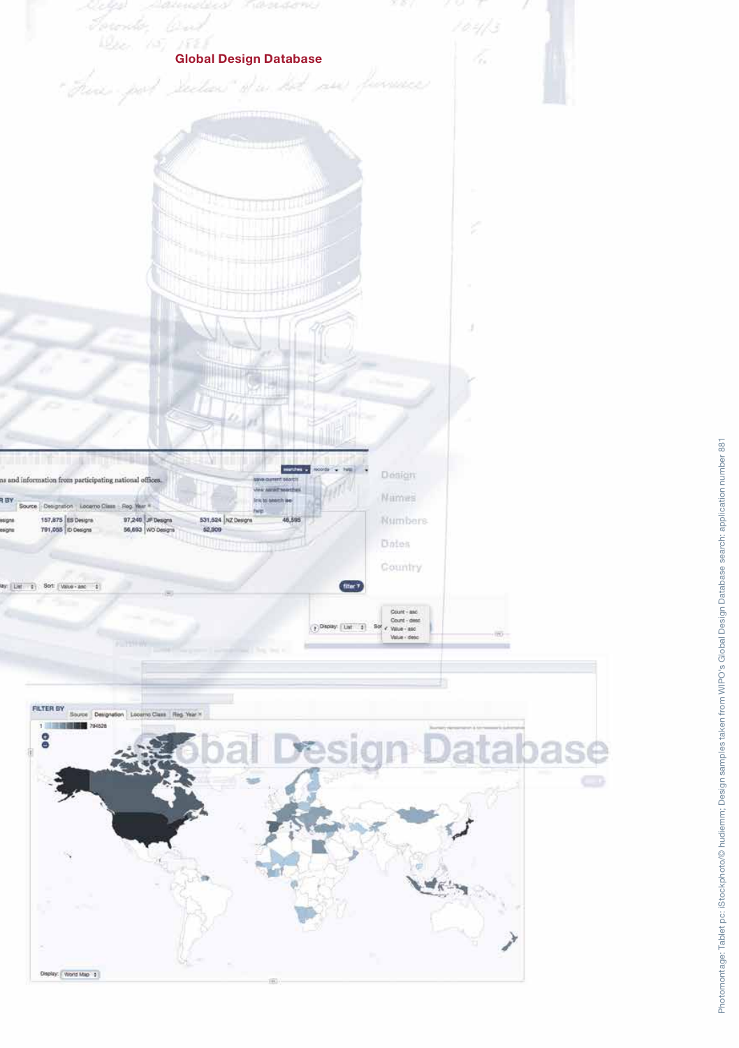**Global Design Database**

Photomontage: Tablet pc: iStockphoto/© hudiemm; Design samples taken from WIPO's Global Design Database search: application number 881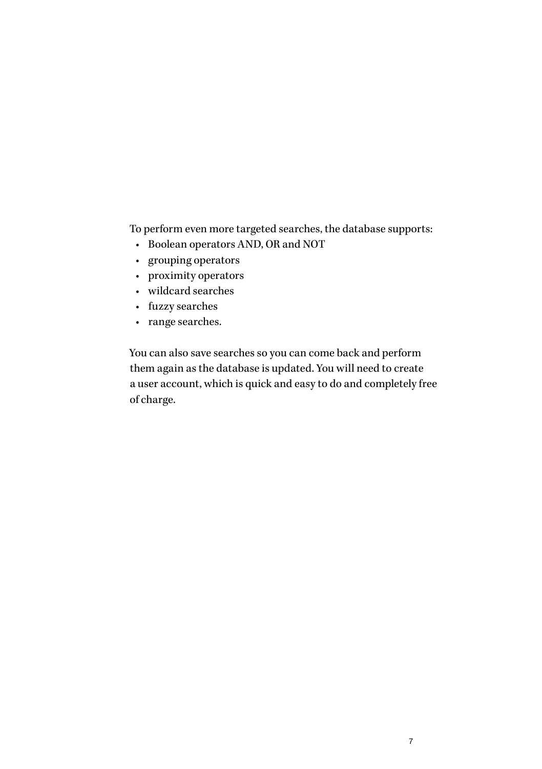To perform even more targeted searches, the database supports:

- Boolean operators AND, OR and NOT
- grouping operators
- proximity operators
- wildcard searches
- fuzzy searches
- range searches.

You can also save searches so you can come back and perform them again as the database is updated. You will need to create a user account, which is quick and easy to do and completely free of charge.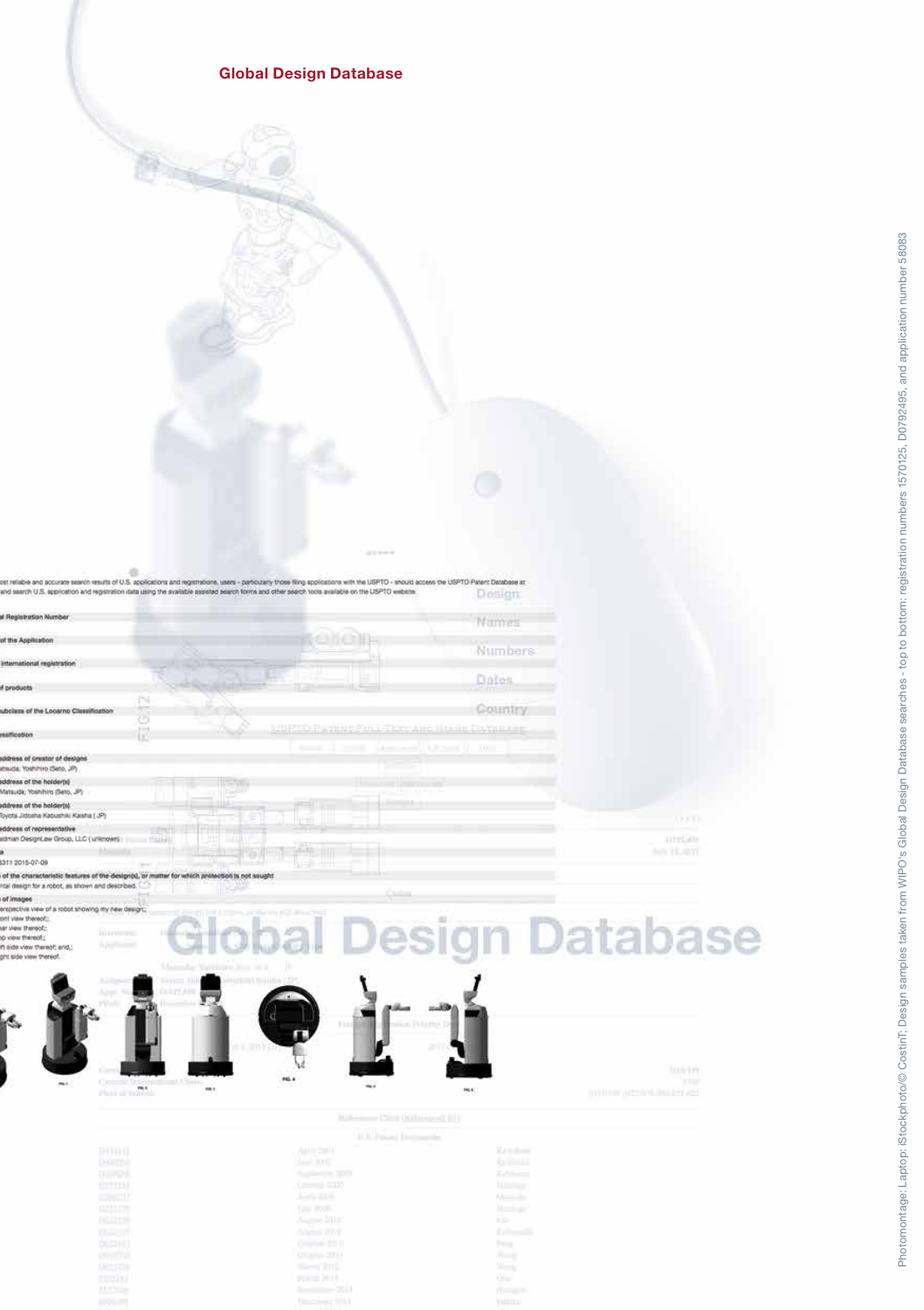## Global Design Database

Photomontage: Laptop: iStockphoto/© CostinT; Design samples taken from WIPO's Global Design Database searches - top to bottom: registration numbers 1570125, D0792495, and application number 58083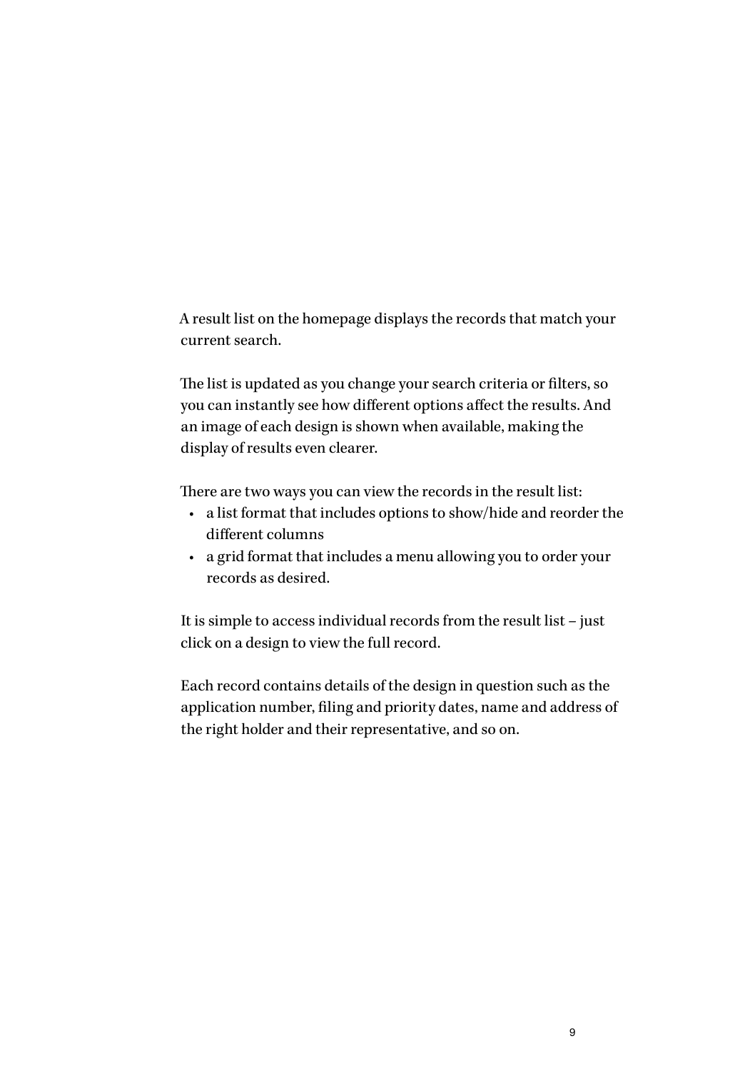A result list on the homepage displays the records that match your current search.

The list is updated as you change your search criteria or filters, so you can instantly see how different options affect the results. And an image of each design is shown when available, making the display of results even clearer.

There are two ways you can view the records in the result list:

- a list format that includes options to show/hide and reorder the different columns
- a grid format that includes a menu allowing you to order your records as desired.

It is simple to access individual records from the result list – just click on a design to view the full record.

Each record contains details of the design in question such as the application number, filing and priority dates, name and address of the right holder and their representative, and so on.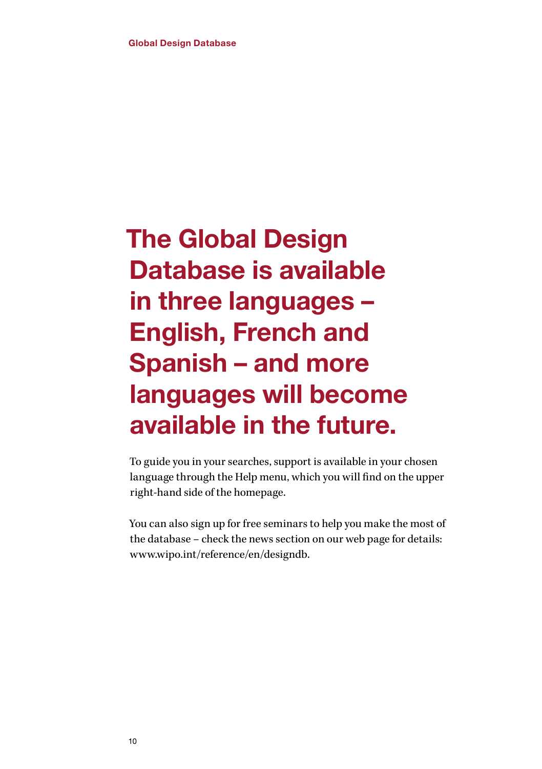# The Global Design Database is available in three languages – English, French and Spanish – and more languages will become available in the future.

To guide you in your searches, support is available in your chosen language through the Help menu, which you will find on the upper right-hand side of the homepage.

You can also sign up for free seminars to help you make the most of the database – check the news section on our web page for details: www.wipo.int/reference/en/designdb.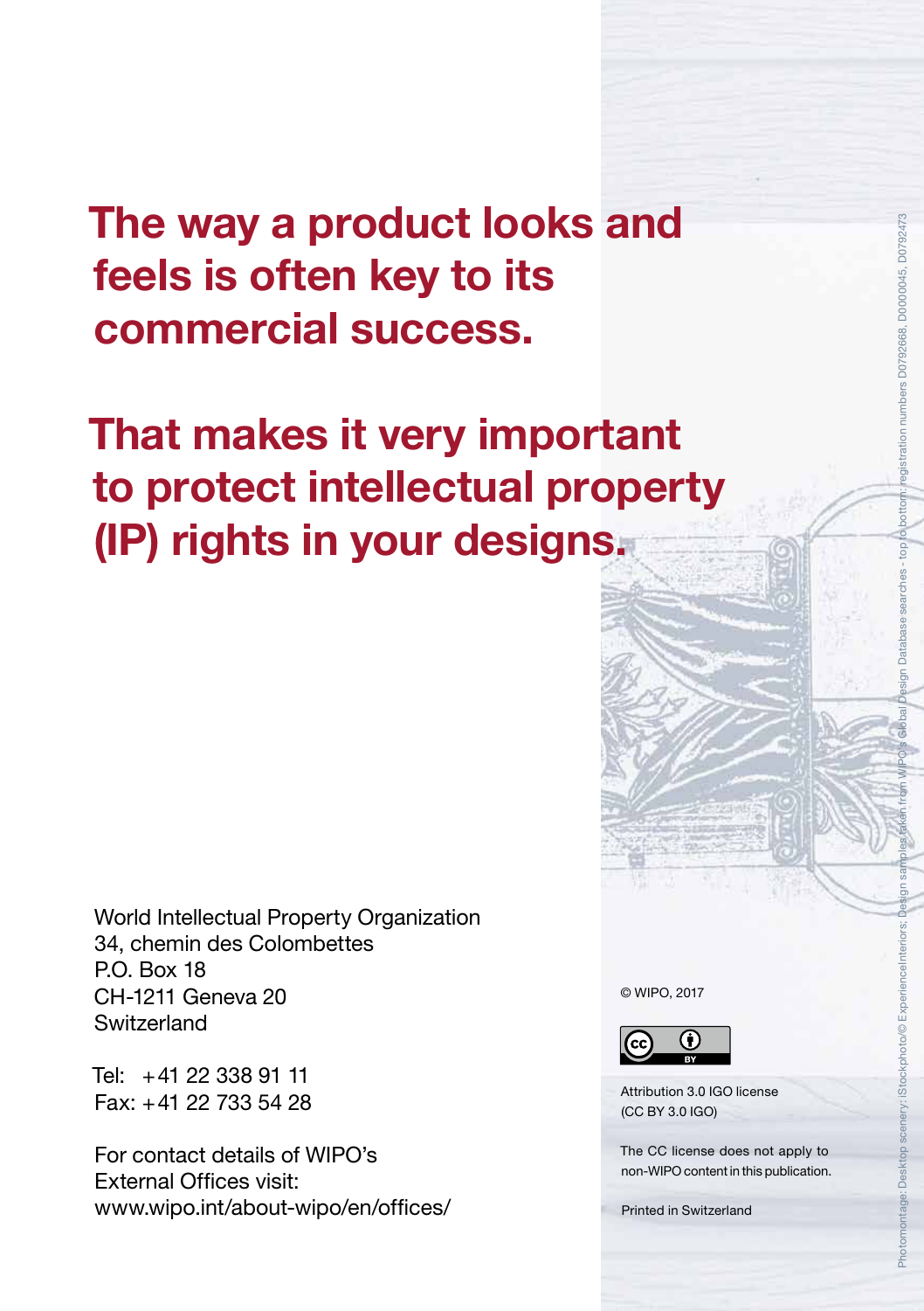## The way a product looks and feels is often key to its commercial success.

## That makes it very important to protect intellectual property (IP) rights in your designs.

World Intellectual Property Organization
34, chemin des Colombettes
P.O. Box 18
CH-1211 Geneva 20
Switzerland

Tel: +41 22 338 91 11
Fax: +41 22 733 54 28

For contact details of WIPO's External Offices visit:
www.wipo.int/about-wipo/en/offices/

© WIPO, 2017

Attribution 3.0 IGO license
(CC BY 3.0 IGO)

The CC license does not apply to non-WIPO content in this publication.

Printed in Switzerland

Photomontage: Desktop scenery: iStockphoto/© ExperienceInteriors; Design samples taken from WIPO's Global Design Database searches - top to bottom: registration numbers D0792668, D0000045, D0792473